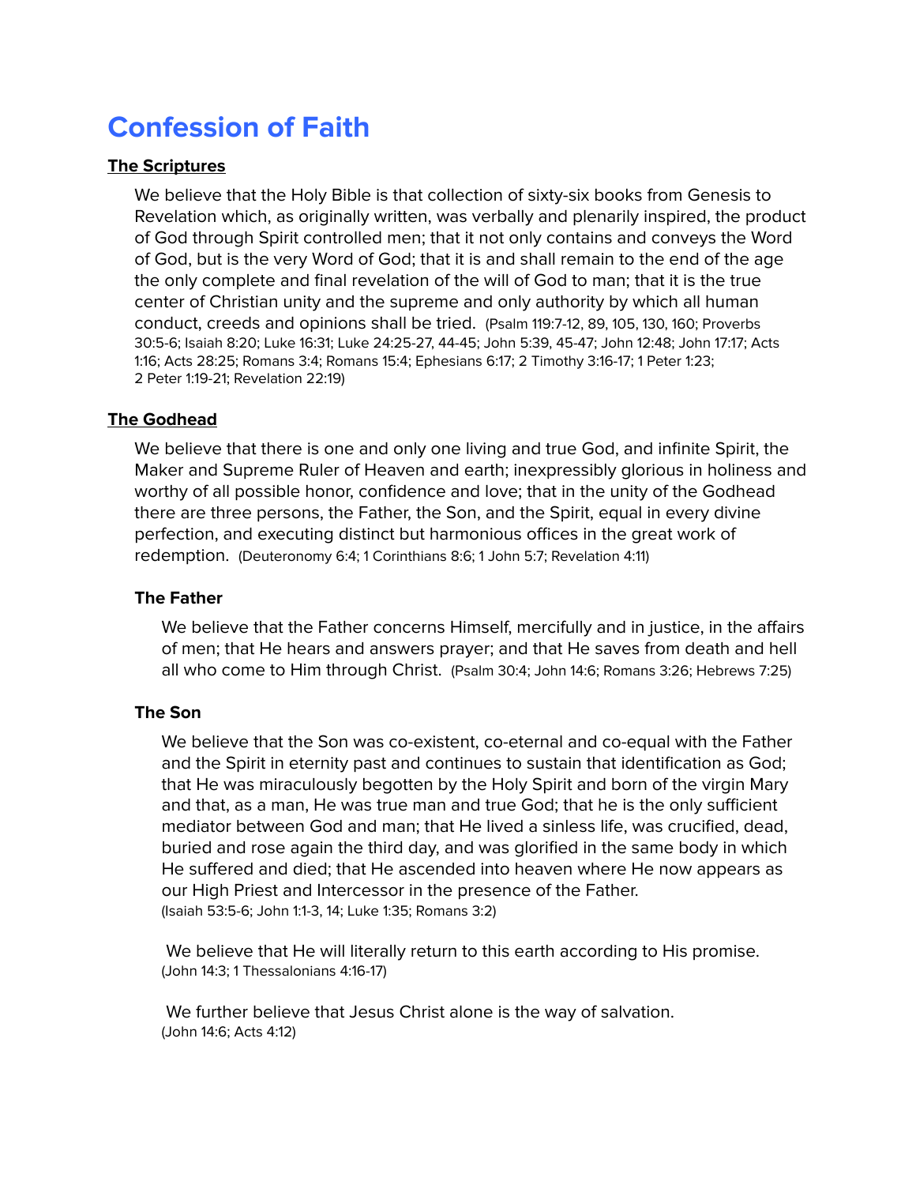# Confession of Faith

## The Scriptures

We believe that the Holy Bible is that collection of sixty-six books from Genesis to Revelation which, as originally written, was verbally and plenarily inspired, the product of God through Spirit controlled men; that it not only contains and conveys the Word of God, but is the very Word of God; that it is and shall remain to the end of the age the only complete and final revelation of the will of God to man; that it is the true center of Christian unity and the supreme and only authority by which all human conduct, creeds and opinions shall be tried. (Psalm 119:7-12, 89, 105, 130, 160; Proverbs 30:5-6; Isaiah 8:20; Luke 16:31; Luke 24:25-27, 44-45; John 5:39, 45-47; John 12:48; John 17:17; Acts 1:16; Acts 28:25; Romans 3:4; Romans 15:4; Ephesians 6:17; 2 Timothy 3:16-17; 1 Peter 1:23; 2 Peter 1:19-21; Revelation 22:19)

## The Godhead

We believe that there is one and only one living and true God, and infinite Spirit, the Maker and Supreme Ruler of Heaven and earth; inexpressibly glorious in holiness and worthy of all possible honor, confidence and love; that in the unity of the Godhead there are three persons, the Father, the Son, and the Spirit, equal in every divine perfection, and executing distinct but harmonious offices in the great work of redemption. (Deuteronomy 6:4; 1 Corinthians 8:6; 1 John 5:7; Revelation 4:11)

### The Father

We believe that the Father concerns Himself, mercifully and in justice, in the affairs of men; that He hears and answers prayer; and that He saves from death and hell all who come to Him through Christ. (Psalm 30:4; John 14:6; Romans 3:26; Hebrews 7:25)

### The Son

We believe that the Son was co-existent, co-eternal and co-equal with the Father and the Spirit in eternity past and continues to sustain that identification as God; that He was miraculously begotten by the Holy Spirit and born of the virgin Mary and that, as a man, He was true man and true God; that he is the only sufficient mediator between God and man; that He lived a sinless life, was crucified, dead, buried and rose again the third day, and was glorified in the same body in which He suffered and died; that He ascended into heaven where He now appears as our High Priest and Intercessor in the presence of the Father. (Isaiah 53:5-6; John 1:1-3, 14; Luke 1:35; Romans 3:2)

We believe that He will literally return to this earth according to His promise. (John 14:3; 1 Thessalonians 4:16-17)

We further believe that Jesus Christ alone is the way of salvation. (John 14:6; Acts 4:12)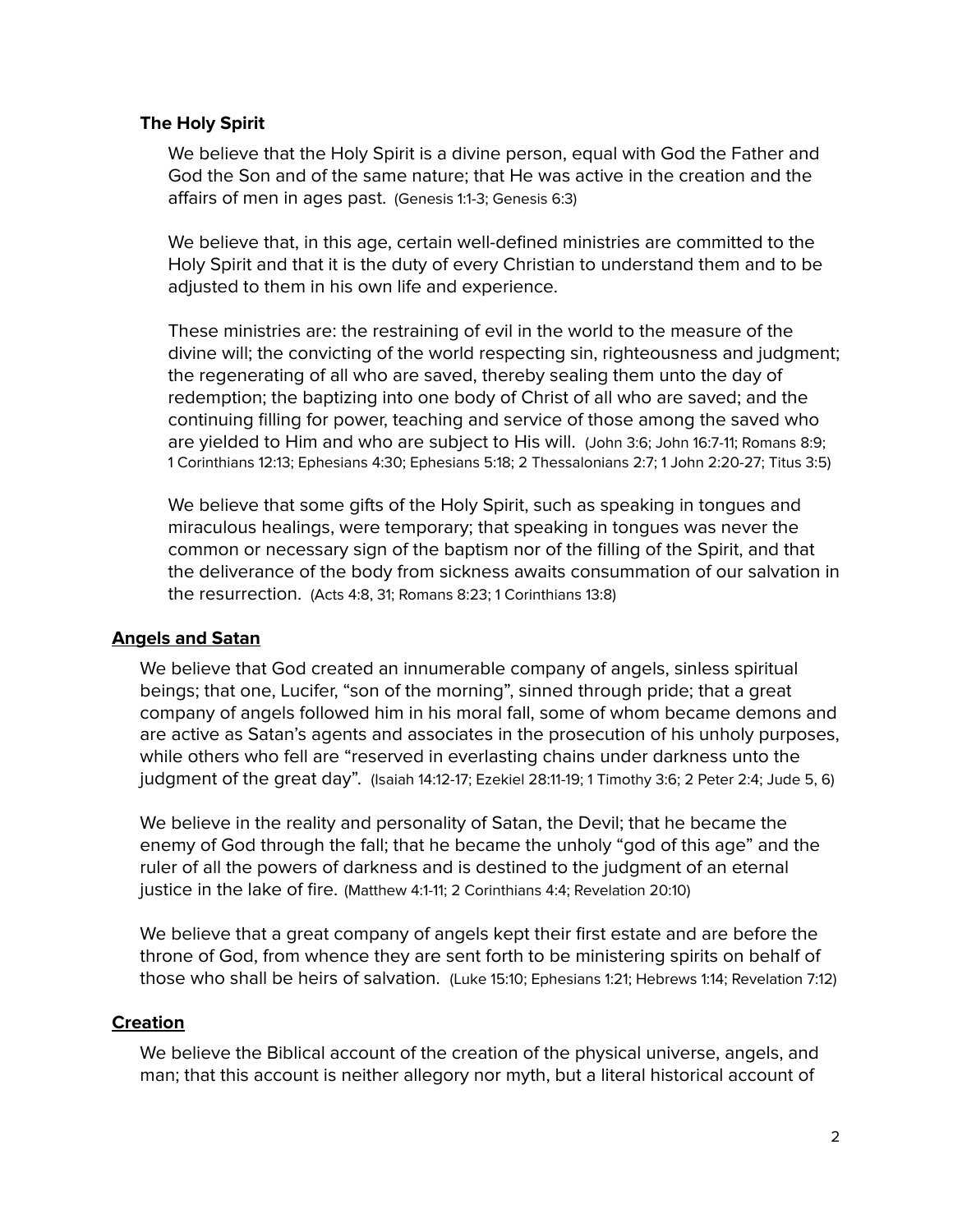### The Holy Spirit

We believe that the Holy Spirit is a divine person, equal with God the Father and God the Son and of the same nature; that He was active in the creation and the affairs of men in ages past. (Genesis 1:1-3; Genesis 6:3)

We believe that, in this age, certain well-defined ministries are committed to the Holy Spirit and that it is the duty of every Christian to understand them and to be adjusted to them in his own life and experience.

These ministries are: the restraining of evil in the world to the measure of the divine will; the convicting of the world respecting sin, righteousness and judgment; the regenerating of all who are saved, thereby sealing them unto the day of redemption; the baptizing into one body of Christ of all who are saved; and the continuing filling for power, teaching and service of those among the saved who are yielded to Him and who are subject to His will. (John 3:6; John 16:7-11; Romans 8:9; 1 Corinthians 12:13; Ephesians 4:30; Ephesians 5:18; 2 Thessalonians 2:7; 1 John 2:20-27; Titus 3:5)

We believe that some gifts of the Holy Spirit, such as speaking in tongues and miraculous healings, were temporary; that speaking in tongues was never the common or necessary sign of the baptism nor of the filling of the Spirit, and that the deliverance of the body from sickness awaits consummation of our salvation in the resurrection. (Acts 4:8, 31; Romans 8:23; 1 Corinthians 13:8)

## Angels and Satan

We believe that God created an innumerable company of angels, sinless spiritual beings; that one, Lucifer, "son of the morning", sinned through pride; that a great company of angels followed him in his moral fall, some of whom became demons and are active as Satan's agents and associates in the prosecution of his unholy purposes, while others who fell are "reserved in everlasting chains under darkness unto the judgment of the great day". (Isaiah 14:12-17; Ezekiel 28:11-19; 1 Timothy 3:6; 2 Peter 2:4; Jude 5, 6)

We believe in the reality and personality of Satan, the Devil; that he became the enemy of God through the fall; that he became the unholy "god of this age" and the ruler of all the powers of darkness and is destined to the judgment of an eternal justice in the lake of fire. (Matthew 4:1-11; 2 Corinthians 4:4; Revelation 20:10)

We believe that a great company of angels kept their first estate and are before the throne of God, from whence they are sent forth to be ministering spirits on behalf of those who shall be heirs of salvation. (Luke 15:10; Ephesians 1:21; Hebrews 1:14; Revelation 7:12)

## Creation

We believe the Biblical account of the creation of the physical universe, angels, and man; that this account is neither allegory nor myth, but a literal historical account of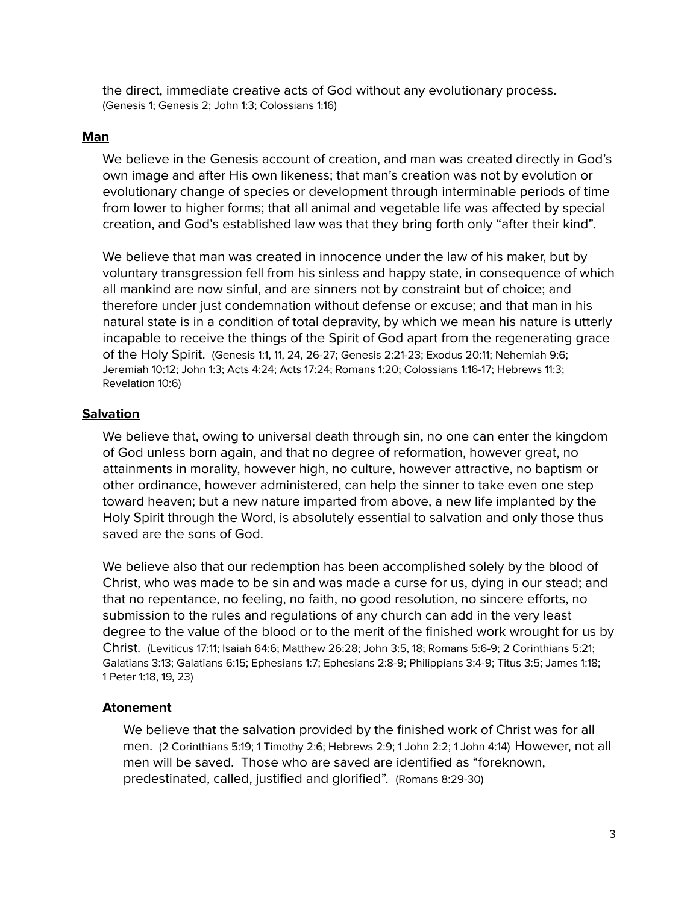the direct, immediate creative acts of God without any evolutionary process. (Genesis 1; Genesis 2; John 1:3; Colossians 1:16)

## Man

We believe in the Genesis account of creation, and man was created directly in God's own image and after His own likeness; that man's creation was not by evolution or evolutionary change of species or development through interminable periods of time from lower to higher forms; that all animal and vegetable life was affected by special creation, and God's established law was that they bring forth only "after their kind".

We believe that man was created in innocence under the law of his maker, but by voluntary transgression fell from his sinless and happy state, in consequence of which all mankind are now sinful, and are sinners not by constraint but of choice; and therefore under just condemnation without defense or excuse; and that man in his natural state is in a condition of total depravity, by which we mean his nature is utterly incapable to receive the things of the Spirit of God apart from the regenerating grace of the Holy Spirit. (Genesis 1:1, 11, 24, 26-27; Genesis 2:21-23; Exodus 20:11; Nehemiah 9:6; Jeremiah 10:12; John 1:3; Acts 4:24; Acts 17:24; Romans 1:20; Colossians 1:16-17; Hebrews 11:3; Revelation 10:6)

## Salvation

We believe that, owing to universal death through sin, no one can enter the kingdom of God unless born again, and that no degree of reformation, however great, no attainments in morality, however high, no culture, however attractive, no baptism or other ordinance, however administered, can help the sinner to take even one step toward heaven; but a new nature imparted from above, a new life implanted by the Holy Spirit through the Word, is absolutely essential to salvation and only those thus saved are the sons of God.

We believe also that our redemption has been accomplished solely by the blood of Christ, who was made to be sin and was made a curse for us, dying in our stead; and that no repentance, no feeling, no faith, no good resolution, no sincere efforts, no submission to the rules and regulations of any church can add in the very least degree to the value of the blood or to the merit of the finished work wrought for us by Christ. (Leviticus 17:11; Isaiah 64:6; Matthew 26:28; John 3:5, 18; Romans 5:6-9; 2 Corinthians 5:21; Galatians 3:13; Galatians 6:15; Ephesians 1:7; Ephesians 2:8-9; Philippians 3:4-9; Titus 3:5; James 1:18; 1 Peter 1:18, 19, 23)

### Atonement

We believe that the salvation provided by the finished work of Christ was for all men. (2 Corinthians 5:19; 1 Timothy 2:6; Hebrews 2:9; 1 John 2:2; 1 John 4:14) However, not all men will be saved. Those who are saved are identified as "foreknown, predestinated, called, justified and glorified". (Romans 8:29-30)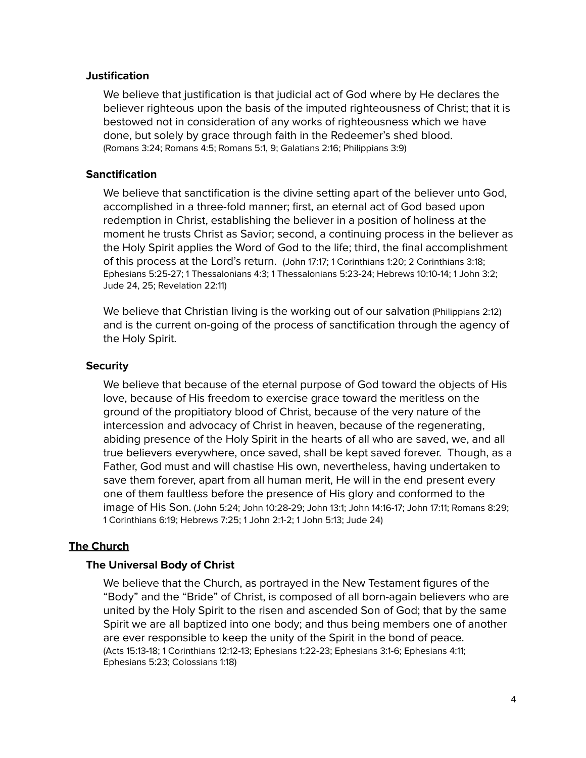### Justification

We believe that justification is that judicial act of God where by He declares the believer righteous upon the basis of the imputed righteousness of Christ; that it is bestowed not in consideration of any works of righteousness which we have done, but solely by grace through faith in the Redeemer's shed blood. (Romans 3:24; Romans 4:5; Romans 5:1, 9; Galatians 2:16; Philippians 3:9)

### Sanctification

We believe that sanctification is the divine setting apart of the believer unto God, accomplished in a three-fold manner; first, an eternal act of God based upon redemption in Christ, establishing the believer in a position of holiness at the moment he trusts Christ as Savior; second, a continuing process in the believer as the Holy Spirit applies the Word of God to the life; third, the final accomplishment of this process at the Lord's return. (John 17:17; 1 Corinthians 1:20; 2 Corinthians 3:18; Ephesians 5:25-27; 1 Thessalonians 4:3; 1 Thessalonians 5:23-24; Hebrews 10:10-14; 1 John 3:2; Jude 24, 25; Revelation 22:11)

We believe that Christian living is the working out of our salvation (Philippians 2:12) and is the current on-going of the process of sanctification through the agency of the Holy Spirit.

### Security

We believe that because of the eternal purpose of God toward the objects of His love, because of His freedom to exercise grace toward the meritless on the ground of the propitiatory blood of Christ, because of the very nature of the intercession and advocacy of Christ in heaven, because of the regenerating, abiding presence of the Holy Spirit in the hearts of all who are saved, we, and all true believers everywhere, once saved, shall be kept saved forever. Though, as a Father, God must and will chastise His own, nevertheless, having undertaken to save them forever, apart from all human merit, He will in the end present every one of them faultless before the presence of His glory and conformed to the image of His Son. (John 5:24; John 10:28-29; John 13:1; John 14:16-17; John 17:11; Romans 8:29; 1 Corinthians 6:19; Hebrews 7:25; 1 John 2:1-2; 1 John 5:13; Jude 24)

## The Church

### The Universal Body of Christ

We believe that the Church, as portrayed in the New Testament figures of the "Body" and the "Bride" of Christ, is composed of all born-again believers who are united by the Holy Spirit to the risen and ascended Son of God; that by the same Spirit we are all baptized into one body; and thus being members one of another are ever responsible to keep the unity of the Spirit in the bond of peace. (Acts 15:13-18; 1 Corinthians 12:12-13; Ephesians 1:22-23; Ephesians 3:1-6; Ephesians 4:11; Ephesians 5:23; Colossians 1:18)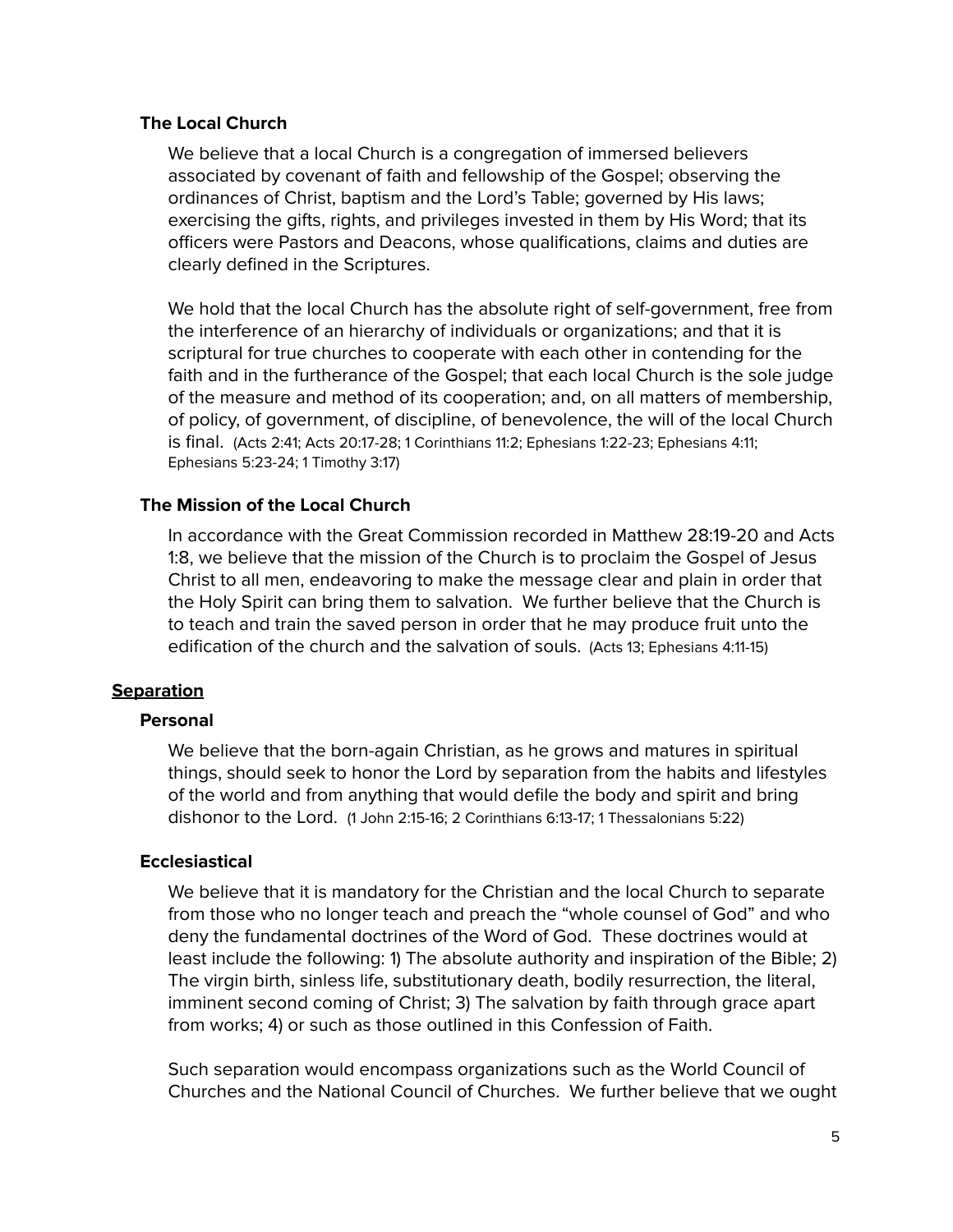### The Local Church

We believe that a local Church is a congregation of immersed believers associated by covenant of faith and fellowship of the Gospel; observing the ordinances of Christ, baptism and the Lord's Table; governed by His laws; exercising the gifts, rights, and privileges invested in them by His Word; that its officers were Pastors and Deacons, whose qualifications, claims and duties are clearly defined in the Scriptures.

We hold that the local Church has the absolute right of self-government, free from the interference of an hierarchy of individuals or organizations; and that it is scriptural for true churches to cooperate with each other in contending for the faith and in the furtherance of the Gospel; that each local Church is the sole judge of the measure and method of its cooperation; and, on all matters of membership, of policy, of government, of discipline, of benevolence, the will of the local Church is final. (Acts 2:41; Acts 20:17-28; 1 Corinthians 11:2; Ephesians 1:22-23; Ephesians 4:11; Ephesians 5:23-24; 1 Timothy 3:17)

### The Mission of the Local Church

In accordance with the Great Commission recorded in Matthew 28:19-20 and Acts 1:8, we believe that the mission of the Church is to proclaim the Gospel of Jesus Christ to all men, endeavoring to make the message clear and plain in order that the Holy Spirit can bring them to salvation. We further believe that the Church is to teach and train the saved person in order that he may produce fruit unto the edification of the church and the salvation of souls. (Acts 13; Ephesians 4:11-15)

## Separation

### Personal

We believe that the born-again Christian, as he grows and matures in spiritual things, should seek to honor the Lord by separation from the habits and lifestyles of the world and from anything that would defile the body and spirit and bring dishonor to the Lord. (1 John 2:15-16; 2 Corinthians 6:13-17; 1 Thessalonians 5:22)

### Ecclesiastical

We believe that it is mandatory for the Christian and the local Church to separate from those who no longer teach and preach the "whole counsel of God" and who deny the fundamental doctrines of the Word of God. These doctrines would at least include the following: 1) The absolute authority and inspiration of the Bible; 2) The virgin birth, sinless life, substitutionary death, bodily resurrection, the literal, imminent second coming of Christ; 3) The salvation by faith through grace apart from works; 4) or such as those outlined in this Confession of Faith.

Such separation would encompass organizations such as the World Council of Churches and the National Council of Churches. We further believe that we ought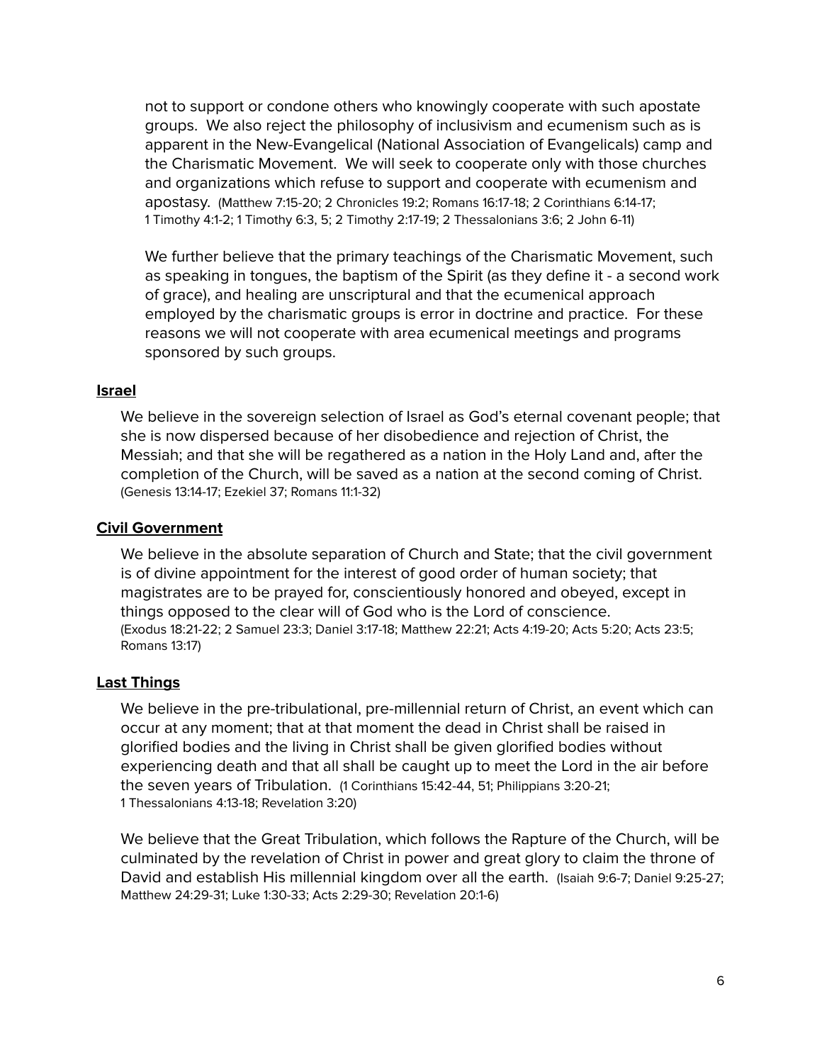not to support or condone others who knowingly cooperate with such apostate groups. We also reject the philosophy of inclusivism and ecumenism such as is apparent in the New-Evangelical (National Association of Evangelicals) camp and the Charismatic Movement. We will seek to cooperate only with those churches and organizations which refuse to support and cooperate with ecumenism and apostasy. (Matthew 7:15-20; 2 Chronicles 19:2; Romans 16:17-18; 2 Corinthians 6:14-17; 1 Timothy 4:1-2; 1 Timothy 6:3, 5; 2 Timothy 2:17-19; 2 Thessalonians 3:6; 2 John 6-11)

We further believe that the primary teachings of the Charismatic Movement, such as speaking in tongues, the baptism of the Spirit (as they define it - a second work of grace), and healing are unscriptural and that the ecumenical approach employed by the charismatic groups is error in doctrine and practice. For these reasons we will not cooperate with area ecumenical meetings and programs sponsored by such groups.

**Israel**

We believe in the sovereign selection of Israel as God's eternal covenant people; that she is now dispersed because of her disobedience and rejection of Christ, the Messiah; and that she will be regathered as a nation in the Holy Land and, after the completion of the Church, will be saved as a nation at the second coming of Christ. (Genesis 13:14-17; Ezekiel 37; Romans 11:1-32)

**Civil Government**

We believe in the absolute separation of Church and State; that the civil government is of divine appointment for the interest of good order of human society; that magistrates are to be prayed for, conscientiously honored and obeyed, except in things opposed to the clear will of God who is the Lord of conscience. (Exodus 18:21-22; 2 Samuel 23:3; Daniel 3:17-18; Matthew 22:21; Acts 4:19-20; Acts 5:20; Acts 23:5; Romans 13:17)

**Last Things**

We believe in the pre-tribulational, pre-millennial return of Christ, an event which can occur at any moment; that at that moment the dead in Christ shall be raised in glorified bodies and the living in Christ shall be given glorified bodies without experiencing death and that all shall be caught up to meet the Lord in the air before the seven years of Tribulation. (1 Corinthians 15:42-44, 51; Philippians 3:20-21; 1 Thessalonians 4:13-18; Revelation 3:20)

We believe that the Great Tribulation, which follows the Rapture of the Church, will be culminated by the revelation of Christ in power and great glory to claim the throne of David and establish His millennial kingdom over all the earth. (Isaiah 9:6-7; Daniel 9:25-27; Matthew 24:29-31; Luke 1:30-33; Acts 2:29-30; Revelation 20:1-6)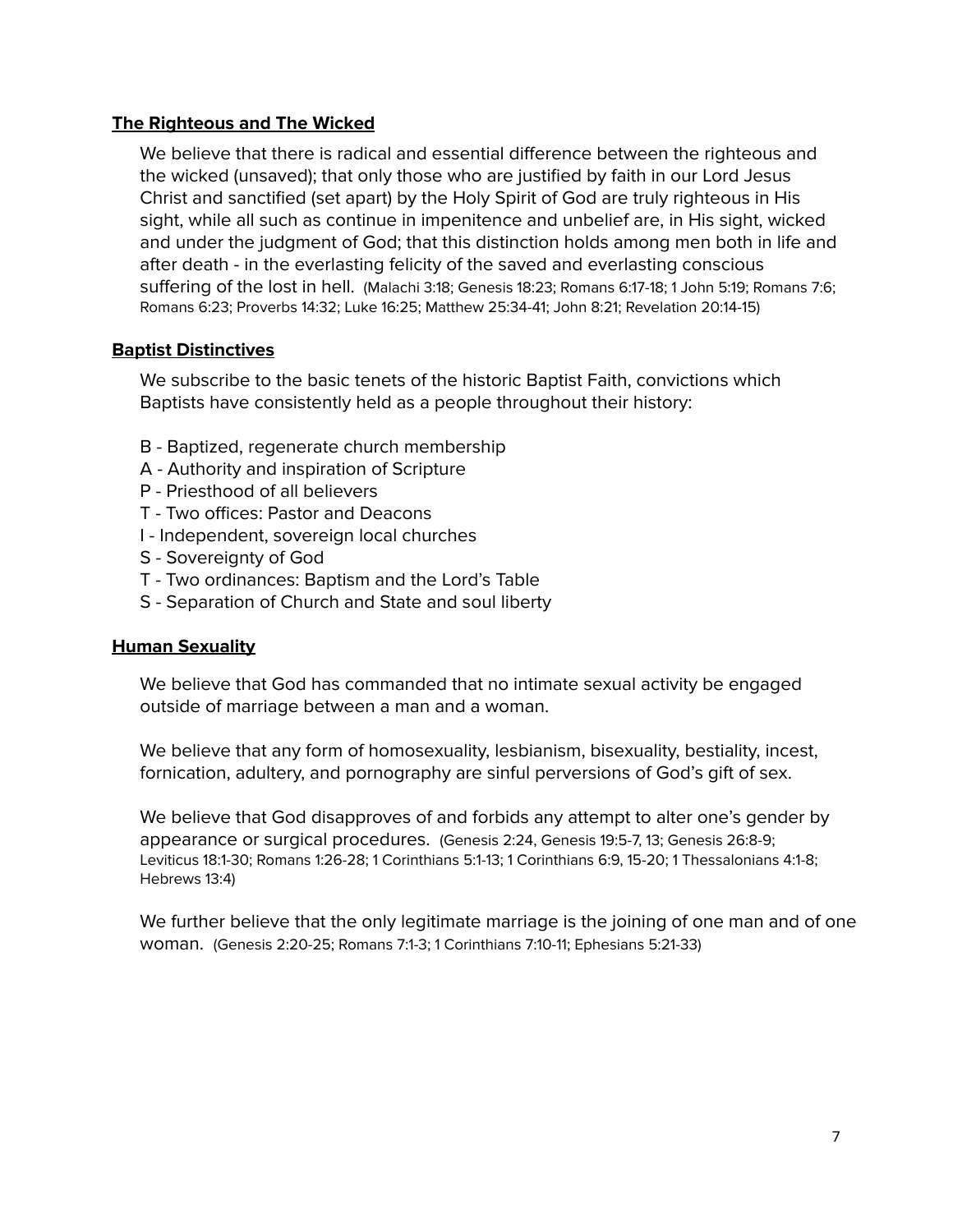**The Righteous and The Wicked**

We believe that there is radical and essential difference between the righteous and the wicked (unsaved); that only those who are justified by faith in our Lord Jesus Christ and sanctified (set apart) by the Holy Spirit of God are truly righteous in His sight, while all such as continue in impenitence and unbelief are, in His sight, wicked and under the judgment of God; that this distinction holds among men both in life and after death - in the everlasting felicity of the saved and everlasting conscious suffering of the lost in hell. (Malachi 3:18; Genesis 18:23; Romans 6:17-18; 1 John 5:19; Romans 7:6; Romans 6:23; Proverbs 14:32; Luke 16:25; Matthew 25:34-41; John 8:21; Revelation 20:14-15)

**Baptist Distinctives**

We subscribe to the basic tenets of the historic Baptist Faith, convictions which Baptists have consistently held as a people throughout their history:

B - Baptized, regenerate church membership
A - Authority and inspiration of Scripture
P - Priesthood of all believers
T - Two offices: Pastor and Deacons
I - Independent, sovereign local churches
S - Sovereignty of God
T - Two ordinances: Baptism and the Lord's Table
S - Separation of Church and State and soul liberty

**Human Sexuality**

We believe that God has commanded that no intimate sexual activity be engaged outside of marriage between a man and a woman.

We believe that any form of homosexuality, lesbianism, bisexuality, bestiality, incest, fornication, adultery, and pornography are sinful perversions of God's gift of sex.

We believe that God disapproves of and forbids any attempt to alter one's gender by appearance or surgical procedures. (Genesis 2:24, Genesis 19:5-7, 13; Genesis 26:8-9; Leviticus 18:1-30; Romans 1:26-28; 1 Corinthians 5:1-13; 1 Corinthians 6:9, 15-20; 1 Thessalonians 4:1-8; Hebrews 13:4)

We further believe that the only legitimate marriage is the joining of one man and of one woman. (Genesis 2:20-25; Romans 7:1-3; 1 Corinthians 7:10-11; Ephesians 5:21-33)